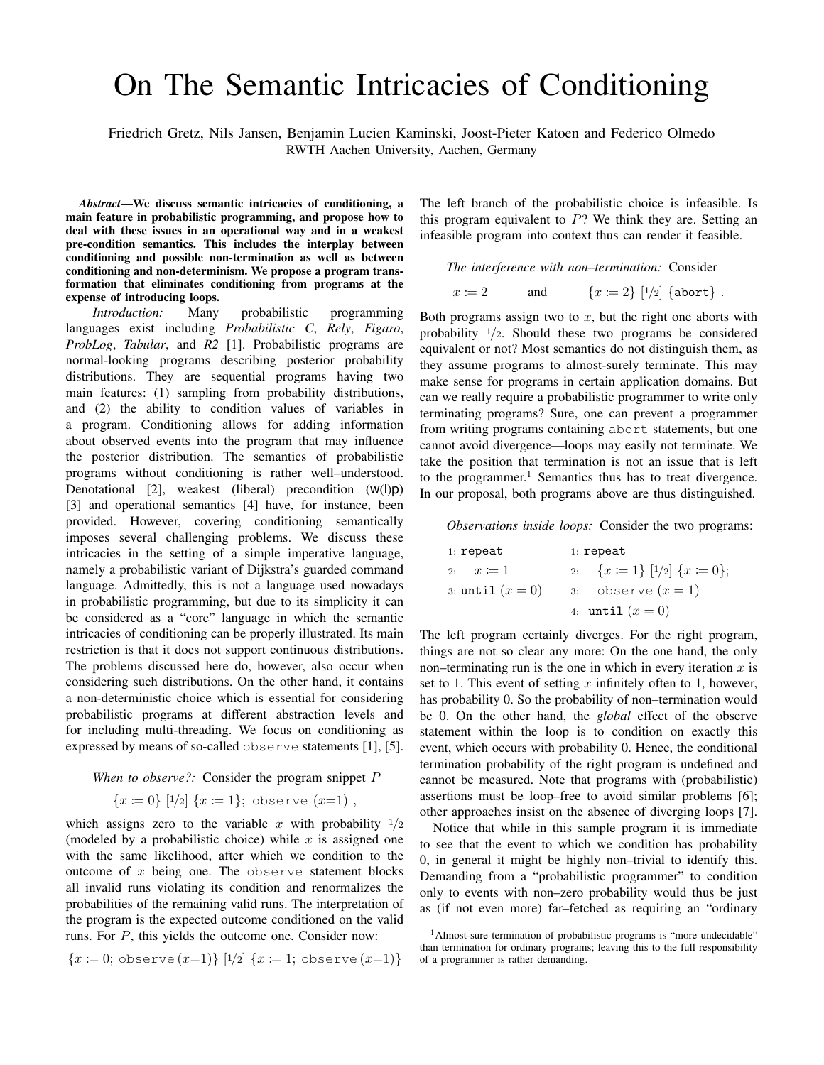# On The Semantic Intricacies of Conditioning

Friedrich Gretz, Nils Jansen, Benjamin Lucien Kaminski, Joost-Pieter Katoen and Federico Olmedo
RWTH Aachen University, Aachen, Germany

***Abstract*—We discuss semantic intricacies of conditioning, a main feature in probabilistic programming, and propose how to deal with these issues in an operational way and in a weakest pre-condition semantics. This includes the interplay between conditioning and possible non-termination as well as between conditioning and non-determinism. We propose a program transformation that eliminates conditioning from programs at the expense of introducing loops.**

*Introduction:* Many probabilistic programming languages exist including *Probabilistic C*, *Rely*, *Figaro*, *ProbLog*, *Tabular*, and *R2* [1]. Probabilistic programs are normal-looking programs describing posterior probability distributions. They are sequential programs having two main features: (1) sampling from probability distributions, and (2) the ability to condition values of variables in a program. Conditioning allows for adding information about observed events into the program that may influence the posterior distribution. The semantics of probabilistic programs without conditioning is rather well–understood. Denotational [2], weakest (liberal) precondition (w(l)p) [3] and operational semantics [4] have, for instance, been provided. However, covering conditioning semantically imposes several challenging problems. We discuss these intricacies in the setting of a simple imperative language, namely a probabilistic variant of Dijkstra's guarded command language. Admittedly, this is not a language used nowadays in probabilistic programming, but due to its simplicity it can be considered as a "core" language in which the semantic intricacies of conditioning can be properly illustrated. Its main restriction is that it does not support continuous distributions. The problems discussed here do, however, also occur when considering such distributions. On the other hand, it contains a non-deterministic choice which is essential for considering probabilistic programs at different abstraction levels and for including multi-threading. We focus on conditioning as expressed by means of so-called `observe` statements [1], [5].

*When to observe?:* Consider the program snippet $P$

$$\{x \coloneqq 0\}\ [1/2]\ \{x \coloneqq 1\};\ \texttt{observe}\ (x{=}1)\ ,$$

which assigns zero to the variable $x$ with probability $1/2$ (modeled by a probabilistic choice) while $x$ is assigned one with the same likelihood, after which we condition to the outcome of $x$ being one. The `observe` statement blocks all invalid runs violating its condition and renormalizes the probabilities of the remaining valid runs. The interpretation of the program is the expected outcome conditioned on the valid runs. For $P$, this yields the outcome one. Consider now:

$$\{x \coloneqq 0;\ \texttt{observe}\,(x{=}1)\}\ [1/2]\ \{x \coloneqq 1;\ \texttt{observe}\,(x{=}1)\}$$

The left branch of the probabilistic choice is infeasible. Is this program equivalent to $P$? We think they are. Setting an infeasible program into context thus can render it feasible.

*The interference with non–termination:* Consider

$$x \coloneqq 2 \qquad \text{and} \qquad \{x \coloneqq 2\}\ [1/2]\ \{\texttt{abort}\}\ .$$

Both programs assign two to $x$, but the right one aborts with probability $1/2$. Should these two programs be considered equivalent or not? Most semantics do not distinguish them, as they assume programs to almost-surely terminate. This may make sense for programs in certain application domains. But can we really require a probabilistic programmer to write only terminating programs? Sure, one can prevent a programmer from writing programs containing `abort` statements, but one cannot avoid divergence—loops may easily not terminate. We take the position that termination is not an issue that is left to the programmer.[1] Semantics thus has to treat divergence. In our proposal, both programs above are thus distinguished.

*Observations inside loops:* Consider the two programs:

```
1: repeat
2:     x := 1
3: until (x = 0)
```

```
1: repeat
2:     {x := 1} [1/2] {x := 0};
3:     observe (x = 1)
4: until (x = 0)
```

The left program certainly diverges. For the right program, things are not so clear any more: On the one hand, the only non–terminating run is the one in which in every iteration $x$ is set to 1. This event of setting $x$ infinitely often to 1, however, has probability 0. So the probability of non–termination would be 0. On the other hand, the *global* effect of the observe statement within the loop is to condition on exactly this event, which occurs with probability 0. Hence, the conditional termination probability of the right program is undefined and cannot be measured. Note that programs with (probabilistic) assertions must be loop–free to avoid similar problems [6]; other approaches insist on the absence of diverging loops [7].

Notice that while in this sample program it is immediate to see that the event to which we condition has probability 0, in general it might be highly non–trivial to identify this. Demanding from a "probabilistic programmer" to condition only to events with non–zero probability would thus be just as (if not even more) far–fetched as requiring an "ordinary

[1] Almost-sure termination of probabilistic programs is "more undecidable" than termination for ordinary programs; leaving this to the full responsibility of a programmer is rather demanding.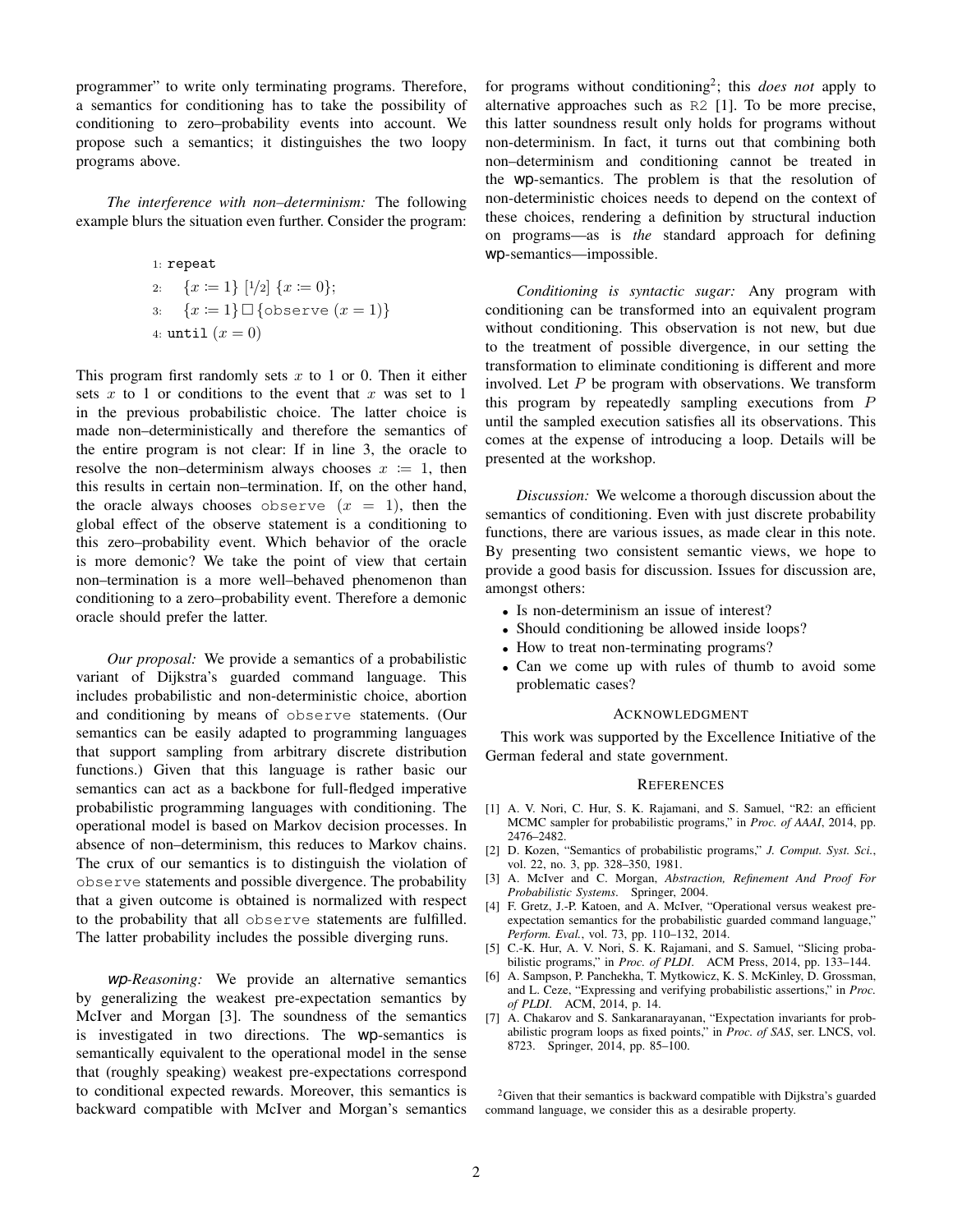programmer" to write only terminating programs. Therefore, a semantics for conditioning has to take the possibility of conditioning to zero–probability events into account. We propose such a semantics; it distinguishes the two loopy programs above.

*The interference with non–determinism:* The following example blurs the situation even further. Consider the program:

```
1: repeat
2:     {x := 1} [1/2] {x := 0};
3:     {x := 1} □ {observe (x = 1)}
4: until (x = 0)
```

This program first randomly sets $x$ to 1 or 0. Then it either sets $x$ to 1 or conditions to the event that $x$ was set to 1 in the previous probabilistic choice. The latter choice is made non–deterministically and therefore the semantics of the entire program is not clear: If in line 3, the oracle to resolve the non–determinism always chooses $x \coloneqq 1$, then this results in certain non–termination. If, on the other hand, the oracle always chooses observe $(x = 1)$, then the global effect of the observe statement is a conditioning to this zero–probability event. Which behavior of the oracle is more demonic? We take the point of view that certain non–termination is a more well–behaved phenomenon than conditioning to a zero–probability event. Therefore a demonic oracle should prefer the latter.

*Our proposal:* We provide a semantics of a probabilistic variant of Dijkstra's guarded command language. This includes probabilistic and non-deterministic choice, abortion and conditioning by means of observe statements. (Our semantics can be easily adapted to programming languages that support sampling from arbitrary discrete distribution functions.) Given that this language is rather basic our semantics can act as a backbone for full-fledged imperative probabilistic programming languages with conditioning. The operational model is based on Markov decision processes. In absence of non–determinism, this reduces to Markov chains. The crux of our semantics is to distinguish the violation of observe statements and possible divergence. The probability that a given outcome is obtained is normalized with respect to the probability that all observe statements are fulfilled. The latter probability includes the possible diverging runs.

*wp-Reasoning:* We provide an alternative semantics by generalizing the weakest pre-expectation semantics by McIver and Morgan [3]. The soundness of the semantics is investigated in two directions. The wp-semantics is semantically equivalent to the operational model in the sense that (roughly speaking) weakest pre-expectations correspond to conditional expected rewards. Moreover, this semantics is backward compatible with McIver and Morgan's semantics for programs without conditioning[2]; this *does not* apply to alternative approaches such as R2 [1]. To be more precise, this latter soundness result only holds for programs without non-determinism. In fact, it turns out that combining both non–determinism and conditioning cannot be treated in the wp-semantics. The problem is that the resolution of non-deterministic choices needs to depend on the context of these choices, rendering a definition by structural induction on programs—as is *the* standard approach for defining wp-semantics—impossible.

*Conditioning is syntactic sugar:* Any program with conditioning can be transformed into an equivalent program without conditioning. This observation is not new, but due to the treatment of possible divergence, in our setting the transformation to eliminate conditioning is different and more involved. Let $P$ be program with observations. We transform this program by repeatedly sampling executions from $P$ until the sampled execution satisfies all its observations. This comes at the expense of introducing a loop. Details will be presented at the workshop.

*Discussion:* We welcome a thorough discussion about the semantics of conditioning. Even with just discrete probability functions, there are various issues, as made clear in this note. By presenting two consistent semantic views, we hope to provide a good basis for discussion. Issues for discussion are, amongst others:

- Is non-determinism an issue of interest?
- Should conditioning be allowed inside loops?
- How to treat non-terminating programs?
- Can we come up with rules of thumb to avoid some problematic cases?

## Acknowledgment

This work was supported by the Excellence Initiative of the German federal and state government.

## References

[1] A. V. Nori, C. Hur, S. K. Rajamani, and S. Samuel, "R2: an efficient MCMC sampler for probabilistic programs," in *Proc. of AAAI*, 2014, pp. 2476–2482.

[2] D. Kozen, "Semantics of probabilistic programs," *J. Comput. Syst. Sci.*, vol. 22, no. 3, pp. 328–350, 1981.

[3] A. McIver and C. Morgan, *Abstraction, Refinement And Proof For Probabilistic Systems*. Springer, 2004.

[4] F. Gretz, J.-P. Katoen, and A. McIver, "Operational versus weakest pre-expectation semantics for the probabilistic guarded command language," *Perform. Eval.*, vol. 73, pp. 110–132, 2014.

[5] C.-K. Hur, A. V. Nori, S. K. Rajamani, and S. Samuel, "Slicing probabilistic programs," in *Proc. of PLDI*. ACM Press, 2014, pp. 133–144.

[6] A. Sampson, P. Panchekha, T. Mytkowicz, K. S. McKinley, D. Grossman, and L. Ceze, "Expressing and verifying probabilistic assertions," in *Proc. of PLDI*. ACM, 2014, p. 14.

[7] A. Chakarov and S. Sankaranarayanan, "Expectation invariants for probabilistic program loops as fixed points," in *Proc. of SAS*, ser. LNCS, vol. 8723. Springer, 2014, pp. 85–100.

[2] Given that their semantics is backward compatible with Dijkstra's guarded command language, we consider this as a desirable property.